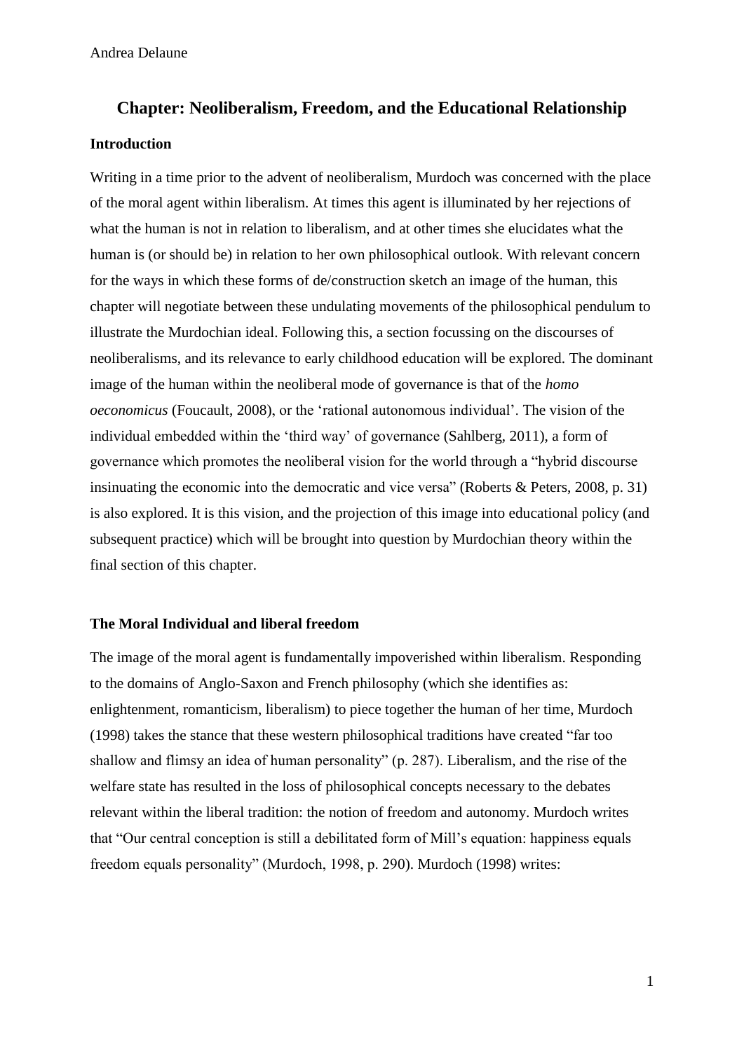# Chapter: Neoliberalism, Freedom, and the Educational Relationship

## Introduction

Writing in a time prior to the advent of neoliberalism, Murdoch was concerned with the place of the moral agent within liberalism. At times this agent is illuminated by her rejections of what the human is not in relation to liberalism, and at other times she elucidates what the human is (or should be) in relation to her own philosophical outlook. With relevant concern for the ways in which these forms of de/construction sketch an image of the human, this chapter will negotiate between these undulating movements of the philosophical pendulum to illustrate the Murdochian ideal. Following this, a section focussing on the discourses of neoliberalisms, and its relevance to early childhood education will be explored. The dominant image of the human within the neoliberal mode of governance is that of the *homo oeconomicus* (Foucault, 2008), or the 'rational autonomous individual'. The vision of the individual embedded within the 'third way' of governance (Sahlberg, 2011), a form of governance which promotes the neoliberal vision for the world through a "hybrid discourse insinuating the economic into the democratic and vice versa" (Roberts & Peters, 2008, p. 31) is also explored. It is this vision, and the projection of this image into educational policy (and subsequent practice) which will be brought into question by Murdochian theory within the final section of this chapter.

## The Moral Individual and liberal freedom

The image of the moral agent is fundamentally impoverished within liberalism. Responding to the domains of Anglo-Saxon and French philosophy (which she identifies as: enlightenment, romanticism, liberalism) to piece together the human of her time, Murdoch (1998) takes the stance that these western philosophical traditions have created "far too shallow and flimsy an idea of human personality" (p. 287). Liberalism, and the rise of the welfare state has resulted in the loss of philosophical concepts necessary to the debates relevant within the liberal tradition: the notion of freedom and autonomy. Murdoch writes that "Our central conception is still a debilitated form of Mill's equation: happiness equals freedom equals personality" (Murdoch, 1998, p. 290). Murdoch (1998) writes: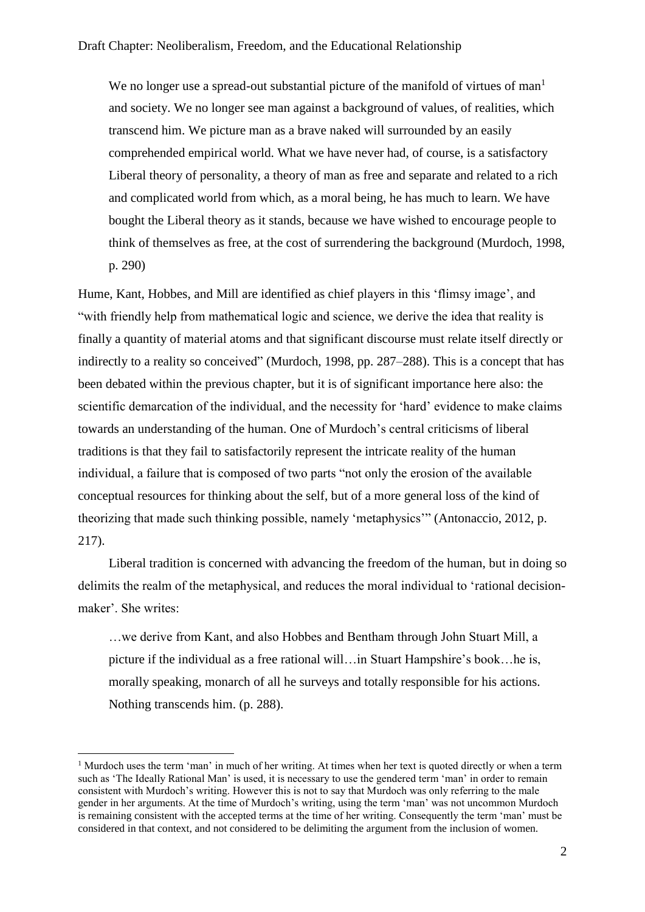> We no longer use a spread-out substantial picture of the manifold of virtues of man[1] and society. We no longer see man against a background of values, of realities, which transcend him. We picture man as a brave naked will surrounded by an easily comprehended empirical world. What we have never had, of course, is a satisfactory Liberal theory of personality, a theory of man as free and separate and related to a rich and complicated world from which, as a moral being, he has much to learn. We have bought the Liberal theory as it stands, because we have wished to encourage people to think of themselves as free, at the cost of surrendering the background (Murdoch, 1998, p. 290)

Hume, Kant, Hobbes, and Mill are identified as chief players in this 'flimsy image', and "with friendly help from mathematical logic and science, we derive the idea that reality is finally a quantity of material atoms and that significant discourse must relate itself directly or indirectly to a reality so conceived" (Murdoch, 1998, pp. 287–288). This is a concept that has been debated within the previous chapter, but it is of significant importance here also: the scientific demarcation of the individual, and the necessity for 'hard' evidence to make claims towards an understanding of the human. One of Murdoch's central criticisms of liberal traditions is that they fail to satisfactorily represent the intricate reality of the human individual, a failure that is composed of two parts "not only the erosion of the available conceptual resources for thinking about the self, but of a more general loss of the kind of theorizing that made such thinking possible, namely 'metaphysics'" (Antonaccio, 2012, p. 217).

Liberal tradition is concerned with advancing the freedom of the human, but in doing so delimits the realm of the metaphysical, and reduces the moral individual to 'rational decision-maker'. She writes:

> …we derive from Kant, and also Hobbes and Bentham through John Stuart Mill, a picture if the individual as a free rational will…in Stuart Hampshire's book…he is, morally speaking, monarch of all he surveys and totally responsible for his actions. Nothing transcends him. (p. 288).

---

[1] Murdoch uses the term 'man' in much of her writing. At times when her text is quoted directly or when a term such as 'The Ideally Rational Man' is used, it is necessary to use the gendered term 'man' in order to remain consistent with Murdoch's writing. However this is not to say that Murdoch was only referring to the male gender in her arguments. At the time of Murdoch's writing, using the term 'man' was not uncommon Murdoch is remaining consistent with the accepted terms at the time of her writing. Consequently the term 'man' must be considered in that context, and not considered to be delimiting the argument from the inclusion of women.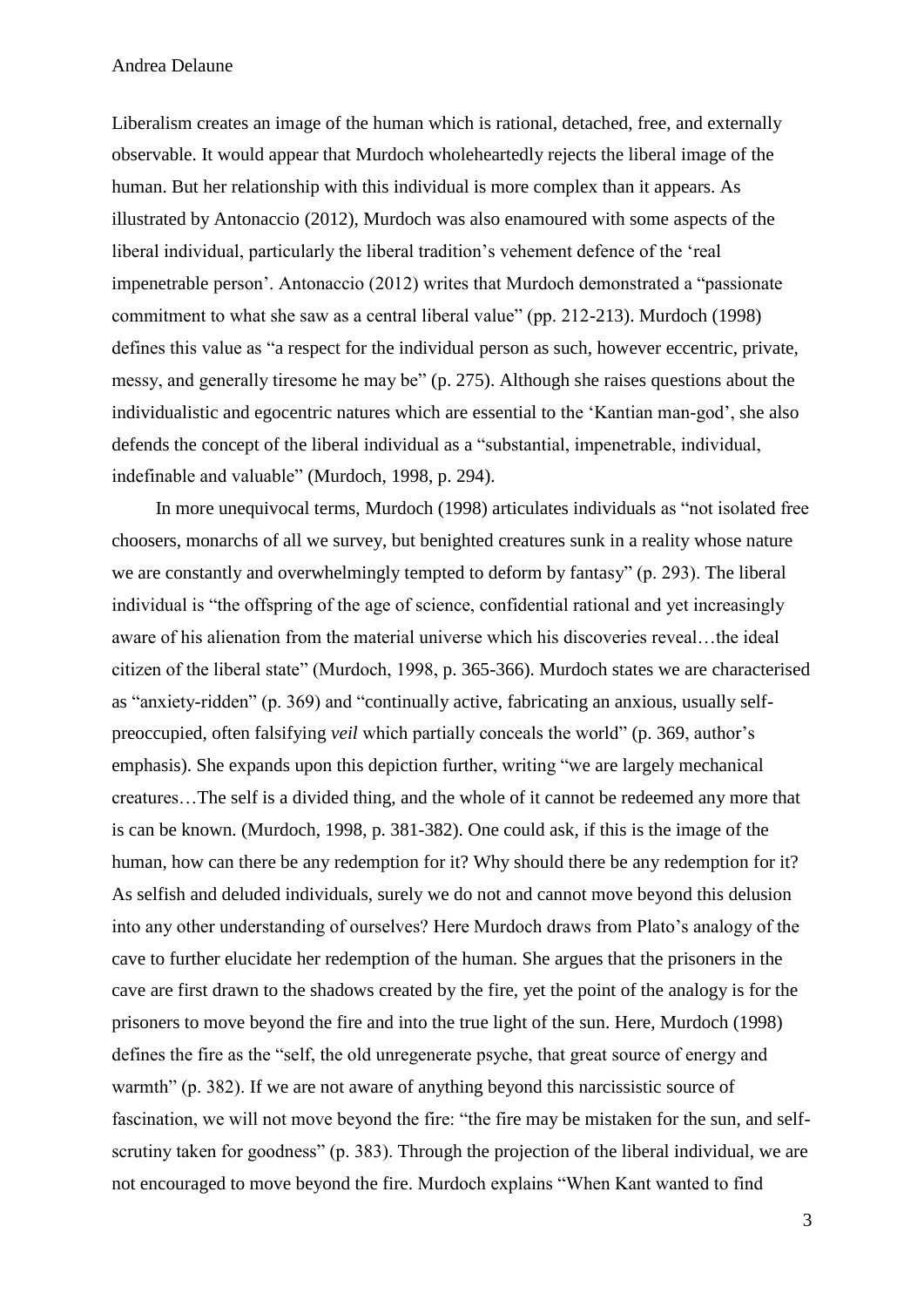Liberalism creates an image of the human which is rational, detached, free, and externally observable. It would appear that Murdoch wholeheartedly rejects the liberal image of the human. But her relationship with this individual is more complex than it appears. As illustrated by Antonaccio (2012), Murdoch was also enamoured with some aspects of the liberal individual, particularly the liberal tradition's vehement defence of the 'real impenetrable person'. Antonaccio (2012) writes that Murdoch demonstrated a "passionate commitment to what she saw as a central liberal value" (pp. 212-213). Murdoch (1998) defines this value as "a respect for the individual person as such, however eccentric, private, messy, and generally tiresome he may be" (p. 275). Although she raises questions about the individualistic and egocentric natures which are essential to the 'Kantian man-god', she also defends the concept of the liberal individual as a "substantial, impenetrable, individual, indefinable and valuable" (Murdoch, 1998, p. 294).

In more unequivocal terms, Murdoch (1998) articulates individuals as "not isolated free choosers, monarchs of all we survey, but benighted creatures sunk in a reality whose nature we are constantly and overwhelmingly tempted to deform by fantasy" (p. 293). The liberal individual is "the offspring of the age of science, confidential rational and yet increasingly aware of his alienation from the material universe which his discoveries reveal…the ideal citizen of the liberal state" (Murdoch, 1998, p. 365-366). Murdoch states we are characterised as "anxiety-ridden" (p. 369) and "continually active, fabricating an anxious, usually self-preoccupied, often falsifying *veil* which partially conceals the world" (p. 369, author's emphasis). She expands upon this depiction further, writing "we are largely mechanical creatures…The self is a divided thing, and the whole of it cannot be redeemed any more that is can be known. (Murdoch, 1998, p. 381-382). One could ask, if this is the image of the human, how can there be any redemption for it? Why should there be any redemption for it? As selfish and deluded individuals, surely we do not and cannot move beyond this delusion into any other understanding of ourselves? Here Murdoch draws from Plato's analogy of the cave to further elucidate her redemption of the human. She argues that the prisoners in the cave are first drawn to the shadows created by the fire, yet the point of the analogy is for the prisoners to move beyond the fire and into the true light of the sun. Here, Murdoch (1998) defines the fire as the "self, the old unregenerate psyche, that great source of energy and warmth" (p. 382). If we are not aware of anything beyond this narcissistic source of fascination, we will not move beyond the fire: "the fire may be mistaken for the sun, and self-scrutiny taken for goodness" (p. 383). Through the projection of the liberal individual, we are not encouraged to move beyond the fire. Murdoch explains "When Kant wanted to find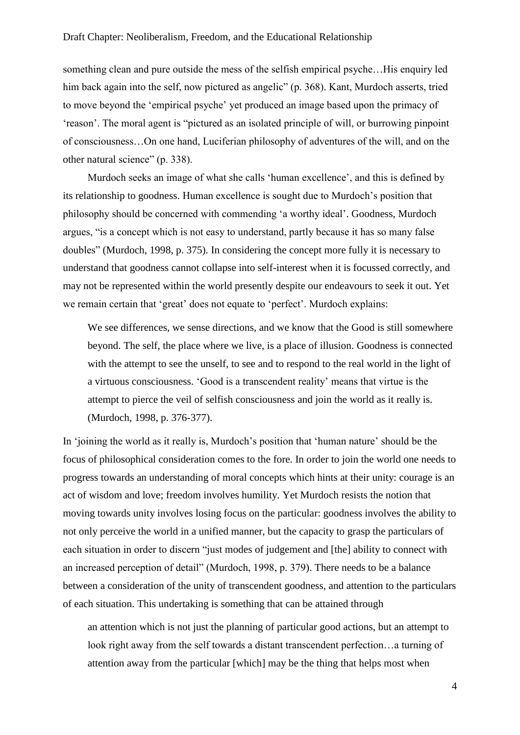something clean and pure outside the mess of the selfish empirical psyche…His enquiry led him back again into the self, now pictured as angelic" (p. 368). Kant, Murdoch asserts, tried to move beyond the 'empirical psyche' yet produced an image based upon the primacy of 'reason'. The moral agent is "pictured as an isolated principle of will, or burrowing pinpoint of consciousness…On one hand, Luciferian philosophy of adventures of the will, and on the other natural science" (p. 338).

Murdoch seeks an image of what she calls 'human excellence', and this is defined by its relationship to goodness. Human excellence is sought due to Murdoch's position that philosophy should be concerned with commending 'a worthy ideal'. Goodness, Murdoch argues, "is a concept which is not easy to understand, partly because it has so many false doubles" (Murdoch, 1998, p. 375). In considering the concept more fully it is necessary to understand that goodness cannot collapse into self-interest when it is focussed correctly, and may not be represented within the world presently despite our endeavours to seek it out. Yet we remain certain that 'great' does not equate to 'perfect'. Murdoch explains:

> We see differences, we sense directions, and we know that the Good is still somewhere beyond. The self, the place where we live, is a place of illusion. Goodness is connected with the attempt to see the unself, to see and to respond to the real world in the light of a virtuous consciousness. 'Good is a transcendent reality' means that virtue is the attempt to pierce the veil of selfish consciousness and join the world as it really is. (Murdoch, 1998, p. 376-377).

In 'joining the world as it really is, Murdoch's position that 'human nature' should be the focus of philosophical consideration comes to the fore. In order to join the world one needs to progress towards an understanding of moral concepts which hints at their unity: courage is an act of wisdom and love; freedom involves humility. Yet Murdoch resists the notion that moving towards unity involves losing focus on the particular: goodness involves the ability to not only perceive the world in a unified manner, but the capacity to grasp the particulars of each situation in order to discern "just modes of judgement and [the] ability to connect with an increased perception of detail" (Murdoch, 1998, p. 379). There needs to be a balance between a consideration of the unity of transcendent goodness, and attention to the particulars of each situation. This undertaking is something that can be attained through

> an attention which is not just the planning of particular good actions, but an attempt to look right away from the self towards a distant transcendent perfection…a turning of attention away from the particular [which] may be the thing that helps most when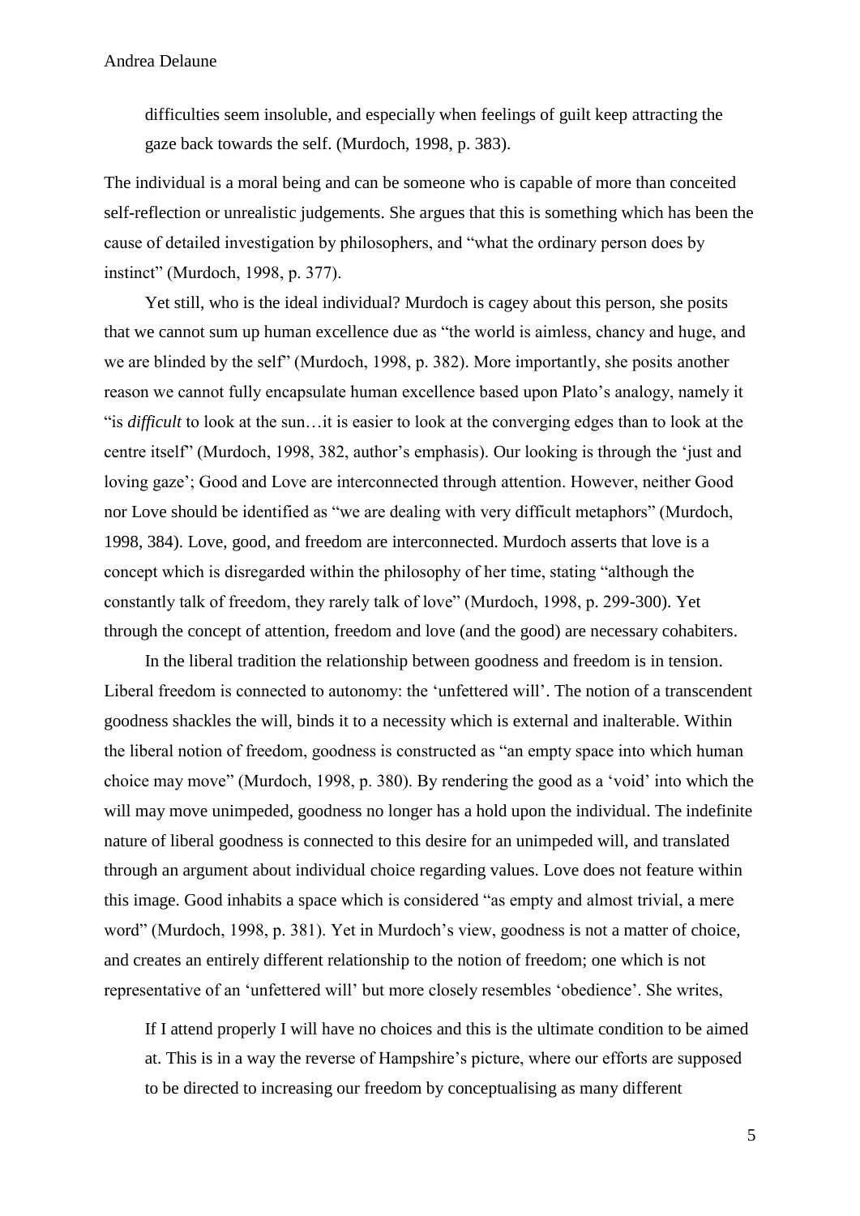> difficulties seem insoluble, and especially when feelings of guilt keep attracting the gaze back towards the self. (Murdoch, 1998, p. 383).

The individual is a moral being and can be someone who is capable of more than conceited self-reflection or unrealistic judgements. She argues that this is something which has been the cause of detailed investigation by philosophers, and "what the ordinary person does by instinct" (Murdoch, 1998, p. 377).

Yet still, who is the ideal individual? Murdoch is cagey about this person, she posits that we cannot sum up human excellence due as "the world is aimless, chancy and huge, and we are blinded by the self" (Murdoch, 1998, p. 382). More importantly, she posits another reason we cannot fully encapsulate human excellence based upon Plato's analogy, namely it "is *difficult* to look at the sun…it is easier to look at the converging edges than to look at the centre itself" (Murdoch, 1998, 382, author's emphasis). Our looking is through the 'just and loving gaze'; Good and Love are interconnected through attention. However, neither Good nor Love should be identified as "we are dealing with very difficult metaphors" (Murdoch, 1998, 384). Love, good, and freedom are interconnected. Murdoch asserts that love is a concept which is disregarded within the philosophy of her time, stating "although the constantly talk of freedom, they rarely talk of love" (Murdoch, 1998, p. 299-300). Yet through the concept of attention, freedom and love (and the good) are necessary cohabiters.

In the liberal tradition the relationship between goodness and freedom is in tension. Liberal freedom is connected to autonomy: the 'unfettered will'. The notion of a transcendent goodness shackles the will, binds it to a necessity which is external and inalterable. Within the liberal notion of freedom, goodness is constructed as "an empty space into which human choice may move" (Murdoch, 1998, p. 380). By rendering the good as a 'void' into which the will may move unimpeded, goodness no longer has a hold upon the individual. The indefinite nature of liberal goodness is connected to this desire for an unimpeded will, and translated through an argument about individual choice regarding values. Love does not feature within this image. Good inhabits a space which is considered "as empty and almost trivial, a mere word" (Murdoch, 1998, p. 381). Yet in Murdoch's view, goodness is not a matter of choice, and creates an entirely different relationship to the notion of freedom; one which is not representative of an 'unfettered will' but more closely resembles 'obedience'. She writes,

> If I attend properly I will have no choices and this is the ultimate condition to be aimed at. This is in a way the reverse of Hampshire's picture, where our efforts are supposed to be directed to increasing our freedom by conceptualising as many different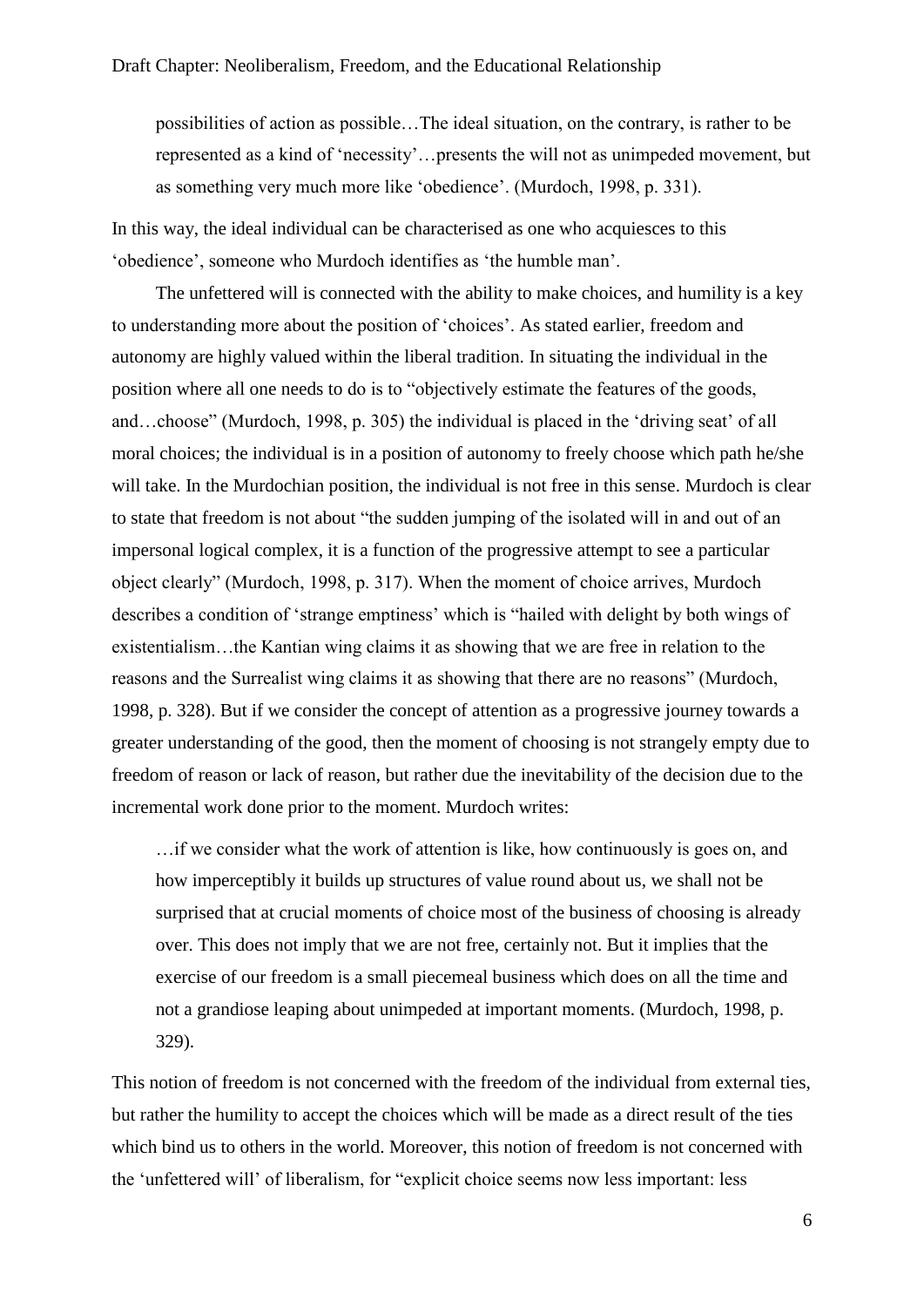> possibilities of action as possible…The ideal situation, on the contrary, is rather to be represented as a kind of 'necessity'…presents the will not as unimpeded movement, but as something very much more like 'obedience'. (Murdoch, 1998, p. 331).

In this way, the ideal individual can be characterised as one who acquiesces to this 'obedience', someone who Murdoch identifies as 'the humble man'.

The unfettered will is connected with the ability to make choices, and humility is a key to understanding more about the position of 'choices'. As stated earlier, freedom and autonomy are highly valued within the liberal tradition. In situating the individual in the position where all one needs to do is to "objectively estimate the features of the goods, and…choose" (Murdoch, 1998, p. 305) the individual is placed in the 'driving seat' of all moral choices; the individual is in a position of autonomy to freely choose which path he/she will take. In the Murdochian position, the individual is not free in this sense. Murdoch is clear to state that freedom is not about "the sudden jumping of the isolated will in and out of an impersonal logical complex, it is a function of the progressive attempt to see a particular object clearly" (Murdoch, 1998, p. 317). When the moment of choice arrives, Murdoch describes a condition of 'strange emptiness' which is "hailed with delight by both wings of existentialism…the Kantian wing claims it as showing that we are free in relation to the reasons and the Surrealist wing claims it as showing that there are no reasons" (Murdoch, 1998, p. 328). But if we consider the concept of attention as a progressive journey towards a greater understanding of the good, then the moment of choosing is not strangely empty due to freedom of reason or lack of reason, but rather due the inevitability of the decision due to the incremental work done prior to the moment. Murdoch writes:

> …if we consider what the work of attention is like, how continuously is goes on, and how imperceptibly it builds up structures of value round about us, we shall not be surprised that at crucial moments of choice most of the business of choosing is already over. This does not imply that we are not free, certainly not. But it implies that the exercise of our freedom is a small piecemeal business which does on all the time and not a grandiose leaping about unimpeded at important moments. (Murdoch, 1998, p. 329).

This notion of freedom is not concerned with the freedom of the individual from external ties, but rather the humility to accept the choices which will be made as a direct result of the ties which bind us to others in the world. Moreover, this notion of freedom is not concerned with the 'unfettered will' of liberalism, for "explicit choice seems now less important: less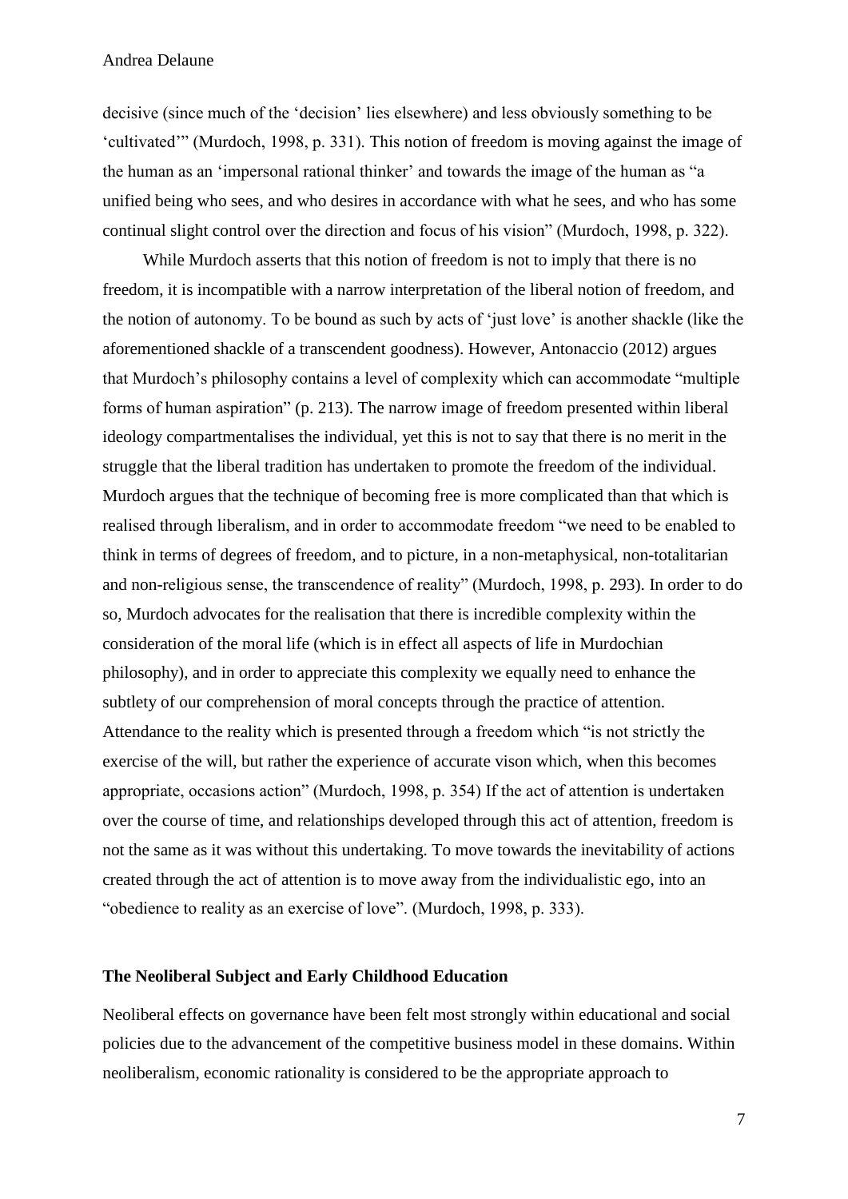decisive (since much of the 'decision' lies elsewhere) and less obviously something to be 'cultivated'" (Murdoch, 1998, p. 331). This notion of freedom is moving against the image of the human as an 'impersonal rational thinker' and towards the image of the human as "a unified being who sees, and who desires in accordance with what he sees, and who has some continual slight control over the direction and focus of his vision" (Murdoch, 1998, p. 322).

While Murdoch asserts that this notion of freedom is not to imply that there is no freedom, it is incompatible with a narrow interpretation of the liberal notion of freedom, and the notion of autonomy. To be bound as such by acts of 'just love' is another shackle (like the aforementioned shackle of a transcendent goodness). However, Antonaccio (2012) argues that Murdoch's philosophy contains a level of complexity which can accommodate "multiple forms of human aspiration" (p. 213). The narrow image of freedom presented within liberal ideology compartmentalises the individual, yet this is not to say that there is no merit in the struggle that the liberal tradition has undertaken to promote the freedom of the individual. Murdoch argues that the technique of becoming free is more complicated than that which is realised through liberalism, and in order to accommodate freedom "we need to be enabled to think in terms of degrees of freedom, and to picture, in a non-metaphysical, non-totalitarian and non-religious sense, the transcendence of reality" (Murdoch, 1998, p. 293). In order to do so, Murdoch advocates for the realisation that there is incredible complexity within the consideration of the moral life (which is in effect all aspects of life in Murdochian philosophy), and in order to appreciate this complexity we equally need to enhance the subtlety of our comprehension of moral concepts through the practice of attention. Attendance to the reality which is presented through a freedom which "is not strictly the exercise of the will, but rather the experience of accurate vison which, when this becomes appropriate, occasions action" (Murdoch, 1998, p. 354) If the act of attention is undertaken over the course of time, and relationships developed through this act of attention, freedom is not the same as it was without this undertaking. To move towards the inevitability of actions created through the act of attention is to move away from the individualistic ego, into an "obedience to reality as an exercise of love". (Murdoch, 1998, p. 333).

## The Neoliberal Subject and Early Childhood Education

Neoliberal effects on governance have been felt most strongly within educational and social policies due to the advancement of the competitive business model in these domains. Within neoliberalism, economic rationality is considered to be the appropriate approach to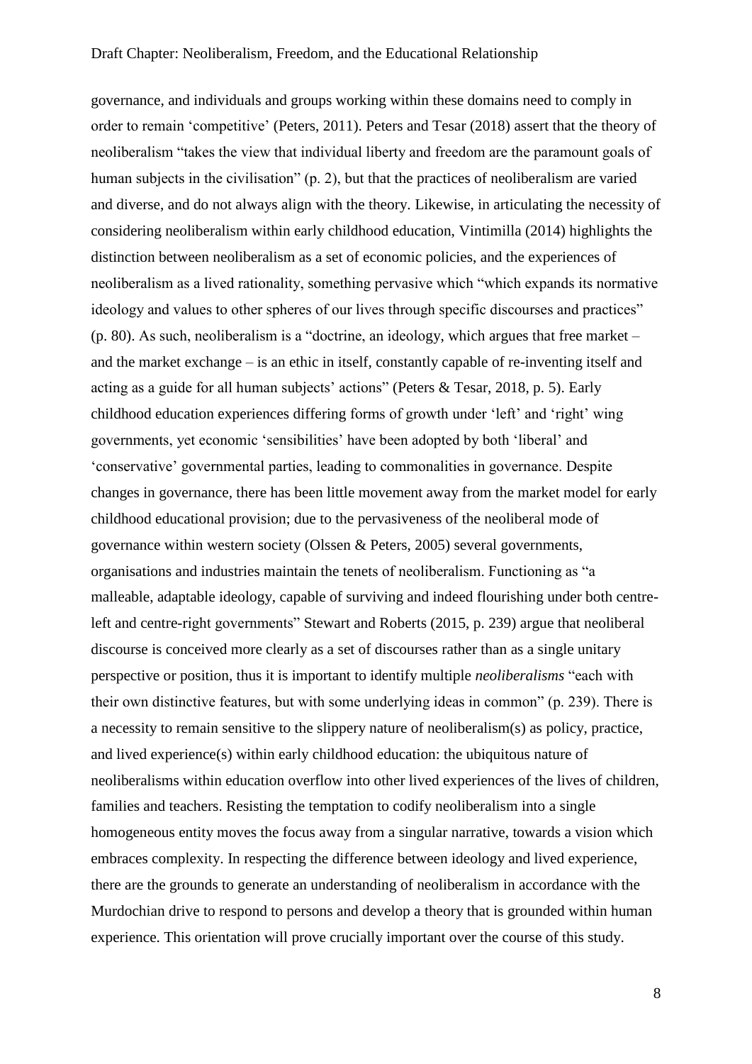governance, and individuals and groups working within these domains need to comply in order to remain 'competitive' (Peters, 2011). Peters and Tesar (2018) assert that the theory of neoliberalism "takes the view that individual liberty and freedom are the paramount goals of human subjects in the civilisation" (p. 2), but that the practices of neoliberalism are varied and diverse, and do not always align with the theory. Likewise, in articulating the necessity of considering neoliberalism within early childhood education, Vintimilla (2014) highlights the distinction between neoliberalism as a set of economic policies, and the experiences of neoliberalism as a lived rationality, something pervasive which "which expands its normative ideology and values to other spheres of our lives through specific discourses and practices" (p. 80). As such, neoliberalism is a "doctrine, an ideology, which argues that free market – and the market exchange – is an ethic in itself, constantly capable of re-inventing itself and acting as a guide for all human subjects' actions" (Peters & Tesar, 2018, p. 5). Early childhood education experiences differing forms of growth under 'left' and 'right' wing governments, yet economic 'sensibilities' have been adopted by both 'liberal' and 'conservative' governmental parties, leading to commonalities in governance. Despite changes in governance, there has been little movement away from the market model for early childhood educational provision; due to the pervasiveness of the neoliberal mode of governance within western society (Olssen & Peters, 2005) several governments, organisations and industries maintain the tenets of neoliberalism. Functioning as "a malleable, adaptable ideology, capable of surviving and indeed flourishing under both centre-left and centre-right governments" Stewart and Roberts (2015, p. 239) argue that neoliberal discourse is conceived more clearly as a set of discourses rather than as a single unitary perspective or position, thus it is important to identify multiple *neoliberalisms* "each with their own distinctive features, but with some underlying ideas in common" (p. 239). There is a necessity to remain sensitive to the slippery nature of neoliberalism(s) as policy, practice, and lived experience(s) within early childhood education: the ubiquitous nature of neoliberalisms within education overflow into other lived experiences of the lives of children, families and teachers. Resisting the temptation to codify neoliberalism into a single homogeneous entity moves the focus away from a singular narrative, towards a vision which embraces complexity. In respecting the difference between ideology and lived experience, there are the grounds to generate an understanding of neoliberalism in accordance with the Murdochian drive to respond to persons and develop a theory that is grounded within human experience. This orientation will prove crucially important over the course of this study.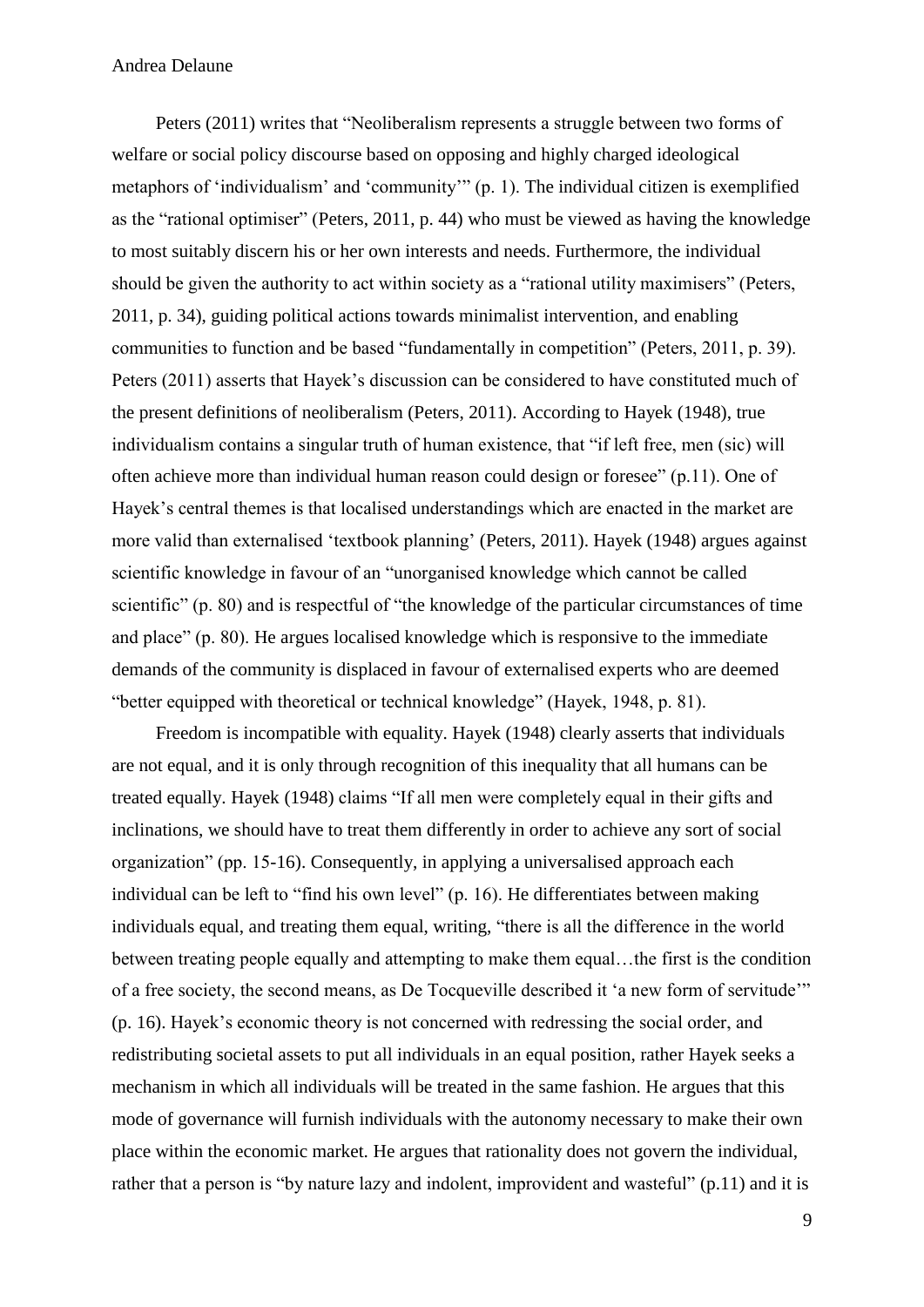Peters (2011) writes that "Neoliberalism represents a struggle between two forms of welfare or social policy discourse based on opposing and highly charged ideological metaphors of 'individualism' and 'community'" (p. 1). The individual citizen is exemplified as the "rational optimiser" (Peters, 2011, p. 44) who must be viewed as having the knowledge to most suitably discern his or her own interests and needs. Furthermore, the individual should be given the authority to act within society as a "rational utility maximisers" (Peters, 2011, p. 34), guiding political actions towards minimalist intervention, and enabling communities to function and be based "fundamentally in competition" (Peters, 2011, p. 39). Peters (2011) asserts that Hayek's discussion can be considered to have constituted much of the present definitions of neoliberalism (Peters, 2011). According to Hayek (1948), true individualism contains a singular truth of human existence, that "if left free, men (sic) will often achieve more than individual human reason could design or foresee" (p.11). One of Hayek's central themes is that localised understandings which are enacted in the market are more valid than externalised 'textbook planning' (Peters, 2011). Hayek (1948) argues against scientific knowledge in favour of an "unorganised knowledge which cannot be called scientific" (p. 80) and is respectful of "the knowledge of the particular circumstances of time and place" (p. 80). He argues localised knowledge which is responsive to the immediate demands of the community is displaced in favour of externalised experts who are deemed "better equipped with theoretical or technical knowledge" (Hayek, 1948, p. 81).

Freedom is incompatible with equality. Hayek (1948) clearly asserts that individuals are not equal, and it is only through recognition of this inequality that all humans can be treated equally. Hayek (1948) claims "If all men were completely equal in their gifts and inclinations, we should have to treat them differently in order to achieve any sort of social organization" (pp. 15-16). Consequently, in applying a universalised approach each individual can be left to "find his own level" (p. 16). He differentiates between making individuals equal, and treating them equal, writing, "there is all the difference in the world between treating people equally and attempting to make them equal…the first is the condition of a free society, the second means, as De Tocqueville described it 'a new form of servitude'" (p. 16). Hayek's economic theory is not concerned with redressing the social order, and redistributing societal assets to put all individuals in an equal position, rather Hayek seeks a mechanism in which all individuals will be treated in the same fashion. He argues that this mode of governance will furnish individuals with the autonomy necessary to make their own place within the economic market. He argues that rationality does not govern the individual, rather that a person is "by nature lazy and indolent, improvident and wasteful" (p.11) and it is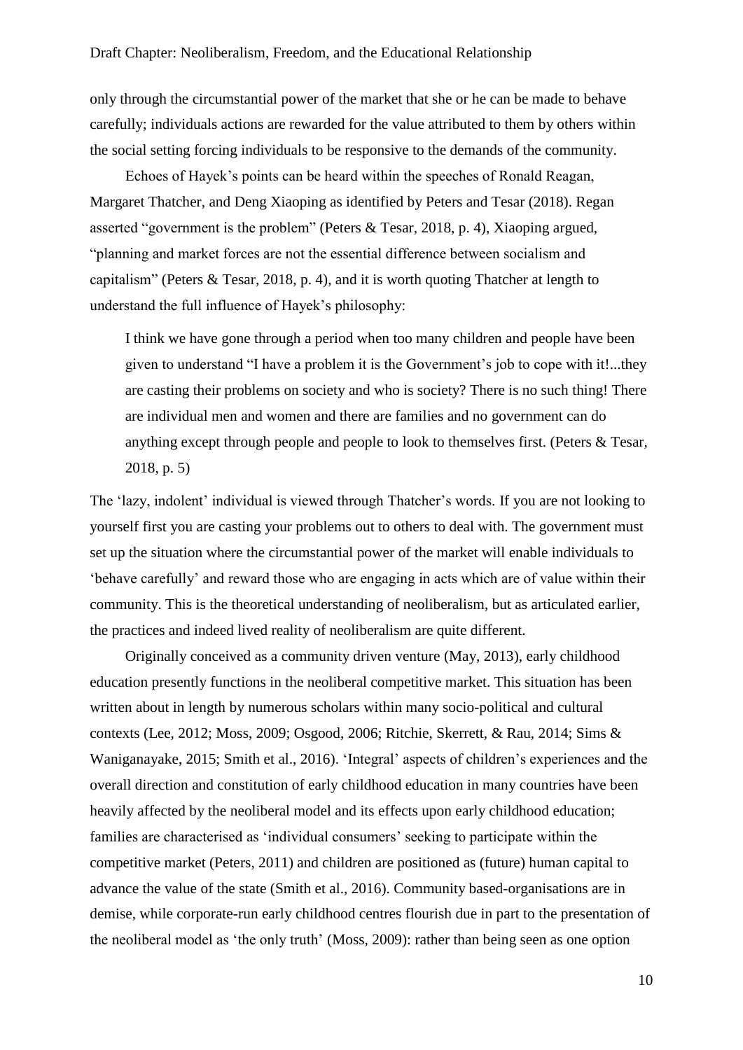only through the circumstantial power of the market that she or he can be made to behave carefully; individuals actions are rewarded for the value attributed to them by others within the social setting forcing individuals to be responsive to the demands of the community.

Echoes of Hayek's points can be heard within the speeches of Ronald Reagan, Margaret Thatcher, and Deng Xiaoping as identified by Peters and Tesar (2018). Regan asserted "government is the problem" (Peters & Tesar, 2018, p. 4), Xiaoping argued, "planning and market forces are not the essential difference between socialism and capitalism" (Peters & Tesar, 2018, p. 4), and it is worth quoting Thatcher at length to understand the full influence of Hayek's philosophy:

> I think we have gone through a period when too many children and people have been given to understand "I have a problem it is the Government's job to cope with it!...they are casting their problems on society and who is society? There is no such thing! There are individual men and women and there are families and no government can do anything except through people and people to look to themselves first. (Peters & Tesar, 2018, p. 5)

The 'lazy, indolent' individual is viewed through Thatcher's words. If you are not looking to yourself first you are casting your problems out to others to deal with. The government must set up the situation where the circumstantial power of the market will enable individuals to 'behave carefully' and reward those who are engaging in acts which are of value within their community. This is the theoretical understanding of neoliberalism, but as articulated earlier, the practices and indeed lived reality of neoliberalism are quite different.

Originally conceived as a community driven venture (May, 2013), early childhood education presently functions in the neoliberal competitive market. This situation has been written about in length by numerous scholars within many socio-political and cultural contexts (Lee, 2012; Moss, 2009; Osgood, 2006; Ritchie, Skerrett, & Rau, 2014; Sims & Waniganayake, 2015; Smith et al., 2016). 'Integral' aspects of children's experiences and the overall direction and constitution of early childhood education in many countries have been heavily affected by the neoliberal model and its effects upon early childhood education; families are characterised as 'individual consumers' seeking to participate within the competitive market (Peters, 2011) and children are positioned as (future) human capital to advance the value of the state (Smith et al., 2016). Community based-organisations are in demise, while corporate-run early childhood centres flourish due in part to the presentation of the neoliberal model as 'the only truth' (Moss, 2009): rather than being seen as one option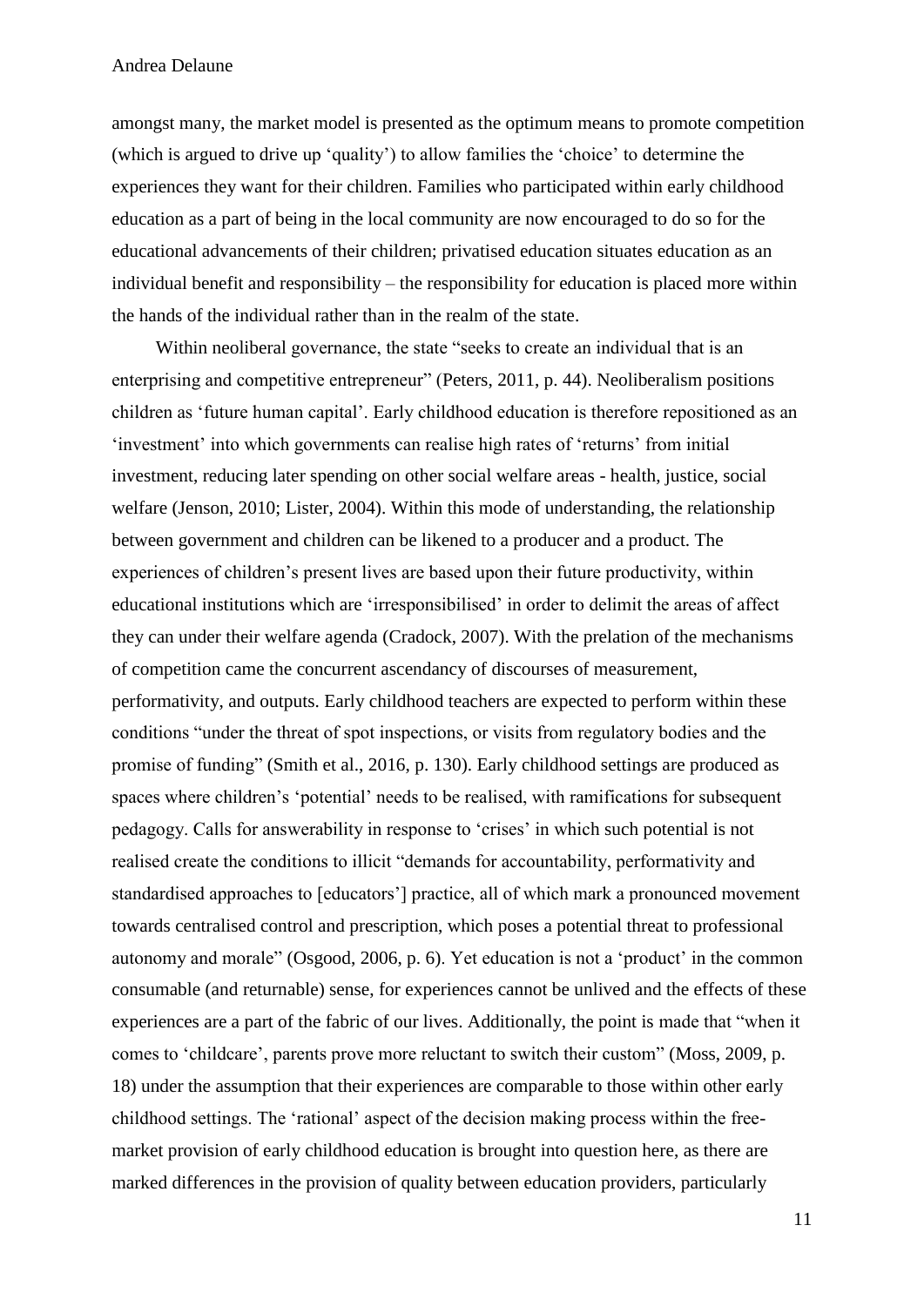amongst many, the market model is presented as the optimum means to promote competition (which is argued to drive up 'quality') to allow families the 'choice' to determine the experiences they want for their children. Families who participated within early childhood education as a part of being in the local community are now encouraged to do so for the educational advancements of their children; privatised education situates education as an individual benefit and responsibility – the responsibility for education is placed more within the hands of the individual rather than in the realm of the state.

Within neoliberal governance, the state "seeks to create an individual that is an enterprising and competitive entrepreneur" (Peters, 2011, p. 44). Neoliberalism positions children as 'future human capital'. Early childhood education is therefore repositioned as an 'investment' into which governments can realise high rates of 'returns' from initial investment, reducing later spending on other social welfare areas - health, justice, social welfare (Jenson, 2010; Lister, 2004). Within this mode of understanding, the relationship between government and children can be likened to a producer and a product. The experiences of children's present lives are based upon their future productivity, within educational institutions which are 'irresponsibilised' in order to delimit the areas of affect they can under their welfare agenda (Cradock, 2007). With the prelation of the mechanisms of competition came the concurrent ascendancy of discourses of measurement, performativity, and outputs. Early childhood teachers are expected to perform within these conditions "under the threat of spot inspections, or visits from regulatory bodies and the promise of funding" (Smith et al., 2016, p. 130). Early childhood settings are produced as spaces where children's 'potential' needs to be realised, with ramifications for subsequent pedagogy. Calls for answerability in response to 'crises' in which such potential is not realised create the conditions to illicit "demands for accountability, performativity and standardised approaches to [educators'] practice, all of which mark a pronounced movement towards centralised control and prescription, which poses a potential threat to professional autonomy and morale" (Osgood, 2006, p. 6). Yet education is not a 'product' in the common consumable (and returnable) sense, for experiences cannot be unlived and the effects of these experiences are a part of the fabric of our lives. Additionally, the point is made that "when it comes to 'childcare', parents prove more reluctant to switch their custom" (Moss, 2009, p. 18) under the assumption that their experiences are comparable to those within other early childhood settings. The 'rational' aspect of the decision making process within the free-market provision of early childhood education is brought into question here, as there are marked differences in the provision of quality between education providers, particularly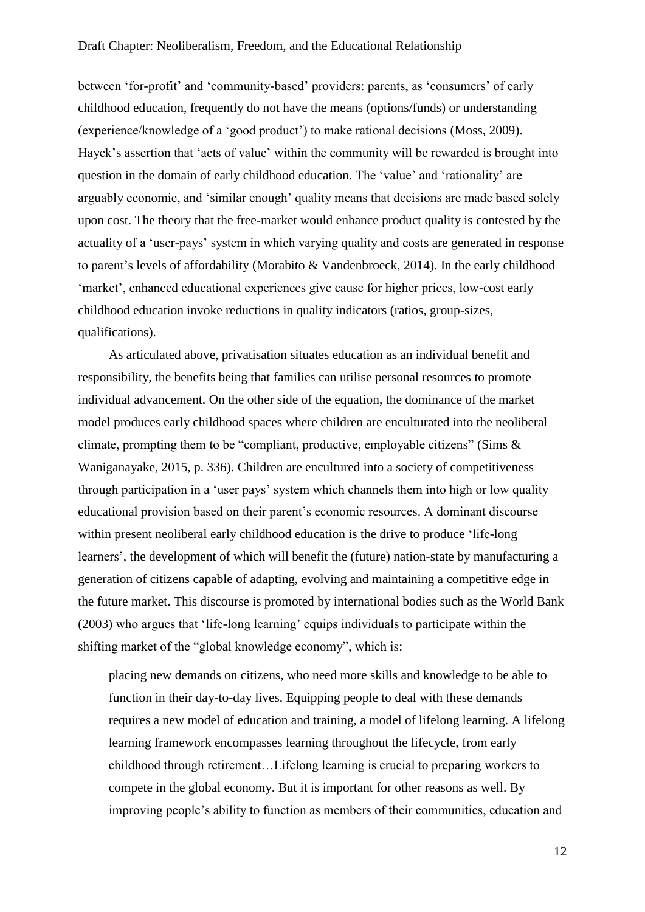between 'for-profit' and 'community-based' providers: parents, as 'consumers' of early childhood education, frequently do not have the means (options/funds) or understanding (experience/knowledge of a 'good product') to make rational decisions (Moss, 2009). Hayek's assertion that 'acts of value' within the community will be rewarded is brought into question in the domain of early childhood education. The 'value' and 'rationality' are arguably economic, and 'similar enough' quality means that decisions are made based solely upon cost. The theory that the free-market would enhance product quality is contested by the actuality of a 'user-pays' system in which varying quality and costs are generated in response to parent's levels of affordability (Morabito & Vandenbroeck, 2014). In the early childhood 'market', enhanced educational experiences give cause for higher prices, low-cost early childhood education invoke reductions in quality indicators (ratios, group-sizes, qualifications).

As articulated above, privatisation situates education as an individual benefit and responsibility, the benefits being that families can utilise personal resources to promote individual advancement. On the other side of the equation, the dominance of the market model produces early childhood spaces where children are enculturated into the neoliberal climate, prompting them to be "compliant, productive, employable citizens" (Sims & Waniganayake, 2015, p. 336). Children are encultured into a society of competitiveness through participation in a 'user pays' system which channels them into high or low quality educational provision based on their parent's economic resources. A dominant discourse within present neoliberal early childhood education is the drive to produce 'life-long learners', the development of which will benefit the (future) nation-state by manufacturing a generation of citizens capable of adapting, evolving and maintaining a competitive edge in the future market. This discourse is promoted by international bodies such as the World Bank (2003) who argues that 'life-long learning' equips individuals to participate within the shifting market of the "global knowledge economy", which is:

> placing new demands on citizens, who need more skills and knowledge to be able to function in their day-to-day lives. Equipping people to deal with these demands requires a new model of education and training, a model of lifelong learning. A lifelong learning framework encompasses learning throughout the lifecycle, from early childhood through retirement…Lifelong learning is crucial to preparing workers to compete in the global economy. But it is important for other reasons as well. By improving people's ability to function as members of their communities, education and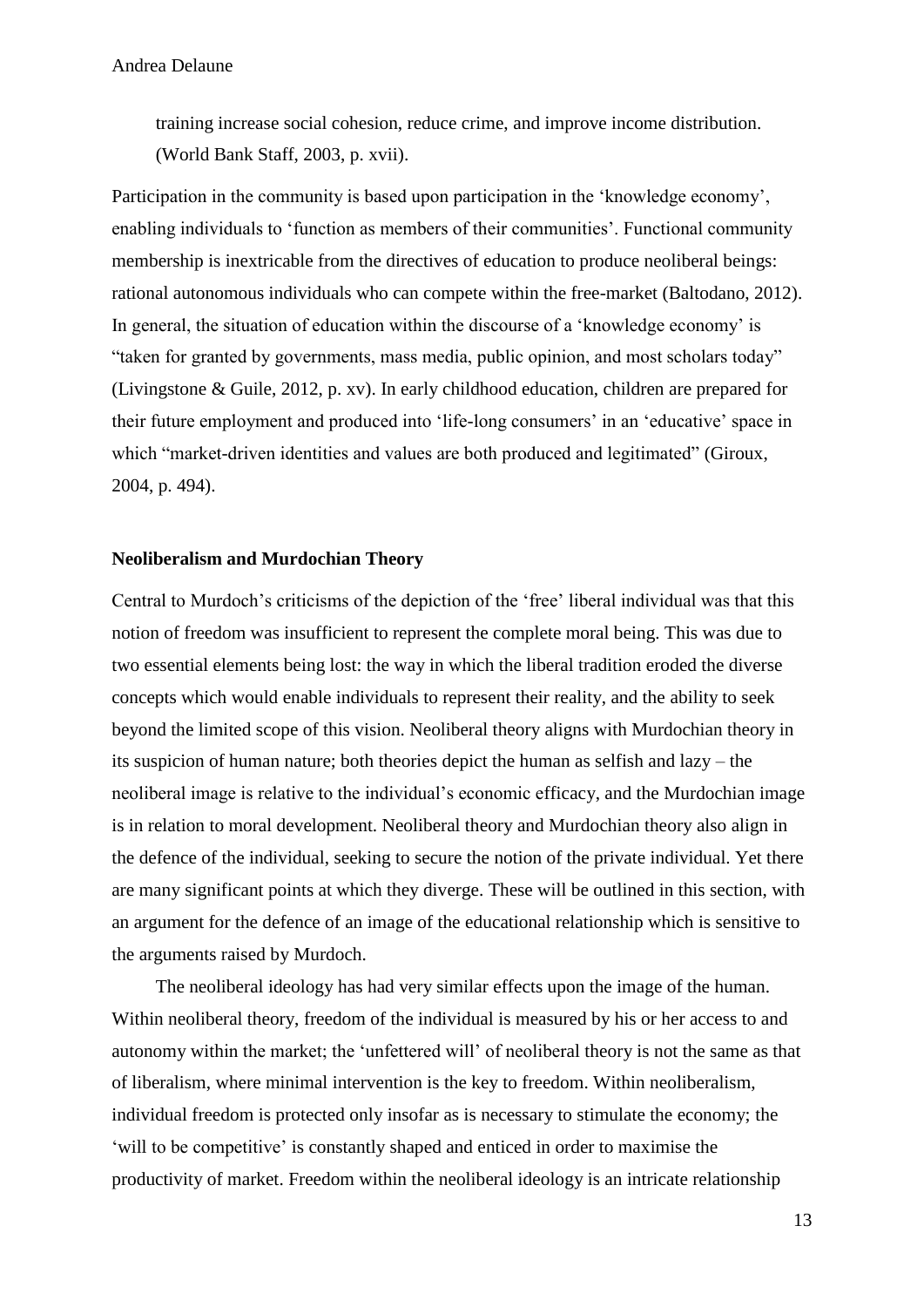training increase social cohesion, reduce crime, and improve income distribution. (World Bank Staff, 2003, p. xvii).

Participation in the community is based upon participation in the 'knowledge economy', enabling individuals to 'function as members of their communities'. Functional community membership is inextricable from the directives of education to produce neoliberal beings: rational autonomous individuals who can compete within the free-market (Baltodano, 2012). In general, the situation of education within the discourse of a 'knowledge economy' is "taken for granted by governments, mass media, public opinion, and most scholars today" (Livingstone & Guile, 2012, p. xv). In early childhood education, children are prepared for their future employment and produced into 'life-long consumers' in an 'educative' space in which "market-driven identities and values are both produced and legitimated" (Giroux, 2004, p. 494).

### Neoliberalism and Murdochian Theory

Central to Murdoch's criticisms of the depiction of the 'free' liberal individual was that this notion of freedom was insufficient to represent the complete moral being. This was due to two essential elements being lost: the way in which the liberal tradition eroded the diverse concepts which would enable individuals to represent their reality, and the ability to seek beyond the limited scope of this vision. Neoliberal theory aligns with Murdochian theory in its suspicion of human nature; both theories depict the human as selfish and lazy – the neoliberal image is relative to the individual's economic efficacy, and the Murdochian image is in relation to moral development. Neoliberal theory and Murdochian theory also align in the defence of the individual, seeking to secure the notion of the private individual. Yet there are many significant points at which they diverge. These will be outlined in this section, with an argument for the defence of an image of the educational relationship which is sensitive to the arguments raised by Murdoch.

The neoliberal ideology has had very similar effects upon the image of the human. Within neoliberal theory, freedom of the individual is measured by his or her access to and autonomy within the market; the 'unfettered will' of neoliberal theory is not the same as that of liberalism, where minimal intervention is the key to freedom. Within neoliberalism, individual freedom is protected only insofar as is necessary to stimulate the economy; the 'will to be competitive' is constantly shaped and enticed in order to maximise the productivity of market. Freedom within the neoliberal ideology is an intricate relationship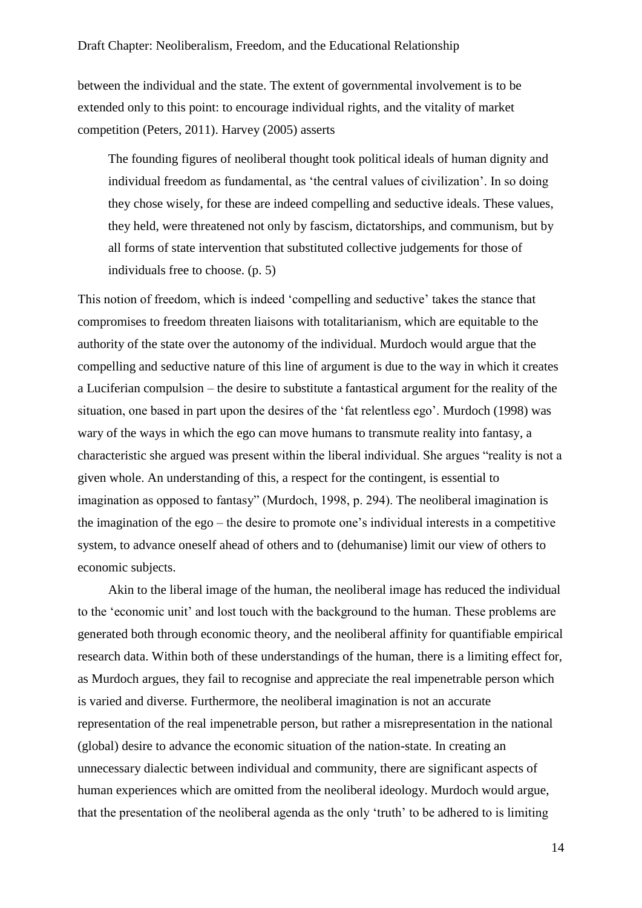between the individual and the state. The extent of governmental involvement is to be extended only to this point: to encourage individual rights, and the vitality of market competition (Peters, 2011). Harvey (2005) asserts

> The founding figures of neoliberal thought took political ideals of human dignity and individual freedom as fundamental, as 'the central values of civilization'. In so doing they chose wisely, for these are indeed compelling and seductive ideals. These values, they held, were threatened not only by fascism, dictatorships, and communism, but by all forms of state intervention that substituted collective judgements for those of individuals free to choose. (p. 5)

This notion of freedom, which is indeed 'compelling and seductive' takes the stance that compromises to freedom threaten liaisons with totalitarianism, which are equitable to the authority of the state over the autonomy of the individual. Murdoch would argue that the compelling and seductive nature of this line of argument is due to the way in which it creates a Luciferian compulsion – the desire to substitute a fantastical argument for the reality of the situation, one based in part upon the desires of the 'fat relentless ego'. Murdoch (1998) was wary of the ways in which the ego can move humans to transmute reality into fantasy, a characteristic she argued was present within the liberal individual. She argues "reality is not a given whole. An understanding of this, a respect for the contingent, is essential to imagination as opposed to fantasy" (Murdoch, 1998, p. 294). The neoliberal imagination is the imagination of the ego – the desire to promote one's individual interests in a competitive system, to advance oneself ahead of others and to (dehumanise) limit our view of others to economic subjects.

Akin to the liberal image of the human, the neoliberal image has reduced the individual to the 'economic unit' and lost touch with the background to the human. These problems are generated both through economic theory, and the neoliberal affinity for quantifiable empirical research data. Within both of these understandings of the human, there is a limiting effect for, as Murdoch argues, they fail to recognise and appreciate the real impenetrable person which is varied and diverse. Furthermore, the neoliberal imagination is not an accurate representation of the real impenetrable person, but rather a misrepresentation in the national (global) desire to advance the economic situation of the nation-state. In creating an unnecessary dialectic between individual and community, there are significant aspects of human experiences which are omitted from the neoliberal ideology. Murdoch would argue, that the presentation of the neoliberal agenda as the only 'truth' to be adhered to is limiting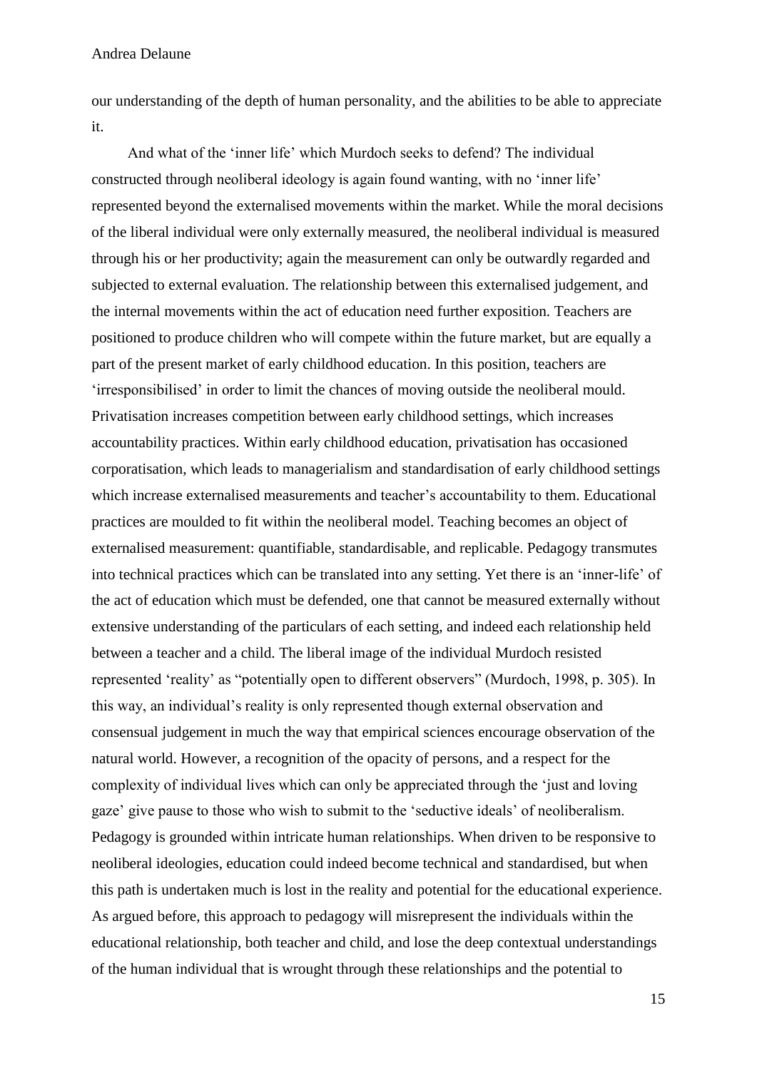our understanding of the depth of human personality, and the abilities to be able to appreciate it.

And what of the 'inner life' which Murdoch seeks to defend? The individual constructed through neoliberal ideology is again found wanting, with no 'inner life' represented beyond the externalised movements within the market. While the moral decisions of the liberal individual were only externally measured, the neoliberal individual is measured through his or her productivity; again the measurement can only be outwardly regarded and subjected to external evaluation. The relationship between this externalised judgement, and the internal movements within the act of education need further exposition. Teachers are positioned to produce children who will compete within the future market, but are equally a part of the present market of early childhood education. In this position, teachers are 'irresponsibilised' in order to limit the chances of moving outside the neoliberal mould. Privatisation increases competition between early childhood settings, which increases accountability practices. Within early childhood education, privatisation has occasioned corporatisation, which leads to managerialism and standardisation of early childhood settings which increase externalised measurements and teacher's accountability to them. Educational practices are moulded to fit within the neoliberal model. Teaching becomes an object of externalised measurement: quantifiable, standardisable, and replicable. Pedagogy transmutes into technical practices which can be translated into any setting. Yet there is an 'inner-life' of the act of education which must be defended, one that cannot be measured externally without extensive understanding of the particulars of each setting, and indeed each relationship held between a teacher and a child. The liberal image of the individual Murdoch resisted represented 'reality' as "potentially open to different observers" (Murdoch, 1998, p. 305). In this way, an individual's reality is only represented though external observation and consensual judgement in much the way that empirical sciences encourage observation of the natural world. However, a recognition of the opacity of persons, and a respect for the complexity of individual lives which can only be appreciated through the 'just and loving gaze' give pause to those who wish to submit to the 'seductive ideals' of neoliberalism. Pedagogy is grounded within intricate human relationships. When driven to be responsive to neoliberal ideologies, education could indeed become technical and standardised, but when this path is undertaken much is lost in the reality and potential for the educational experience. As argued before, this approach to pedagogy will misrepresent the individuals within the educational relationship, both teacher and child, and lose the deep contextual understandings of the human individual that is wrought through these relationships and the potential to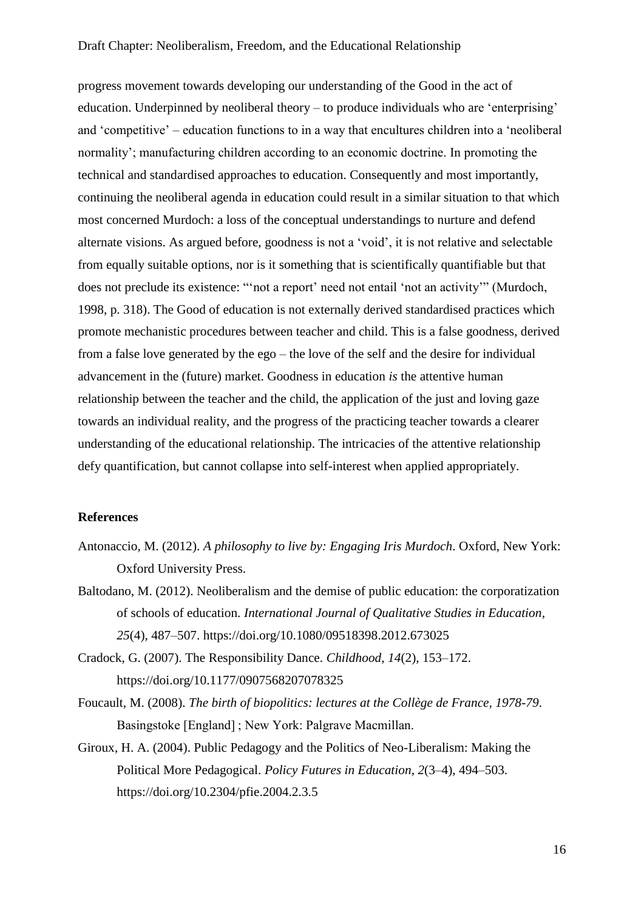progress movement towards developing our understanding of the Good in the act of education. Underpinned by neoliberal theory – to produce individuals who are 'enterprising' and 'competitive' – education functions to in a way that encultures children into a 'neoliberal normality'; manufacturing children according to an economic doctrine. In promoting the technical and standardised approaches to education. Consequently and most importantly, continuing the neoliberal agenda in education could result in a similar situation to that which most concerned Murdoch: a loss of the conceptual understandings to nurture and defend alternate visions. As argued before, goodness is not a 'void', it is not relative and selectable from equally suitable options, nor is it something that is scientifically quantifiable but that does not preclude its existence: "'not a report' need not entail 'not an activity'" (Murdoch, 1998, p. 318). The Good of education is not externally derived standardised practices which promote mechanistic procedures between teacher and child. This is a false goodness, derived from a false love generated by the ego – the love of the self and the desire for individual advancement in the (future) market. Goodness in education *is* the attentive human relationship between the teacher and the child, the application of the just and loving gaze towards an individual reality, and the progress of the practicing teacher towards a clearer understanding of the educational relationship. The intricacies of the attentive relationship defy quantification, but cannot collapse into self-interest when applied appropriately.

## References

Antonaccio, M. (2012). *A philosophy to live by: Engaging Iris Murdoch*. Oxford, New York: Oxford University Press.

Baltodano, M. (2012). Neoliberalism and the demise of public education: the corporatization of schools of education. *International Journal of Qualitative Studies in Education*, *25*(4), 487–507. https://doi.org/10.1080/09518398.2012.673025

Cradock, G. (2007). The Responsibility Dance. *Childhood*, *14*(2), 153–172. https://doi.org/10.1177/0907568207078325

Foucault, M. (2008). *The birth of biopolitics: lectures at the Collège de France, 1978-79*. Basingstoke [England] ; New York: Palgrave Macmillan.

Giroux, H. A. (2004). Public Pedagogy and the Politics of Neo-Liberalism: Making the Political More Pedagogical. *Policy Futures in Education*, *2*(3–4), 494–503. https://doi.org/10.2304/pfie.2004.2.3.5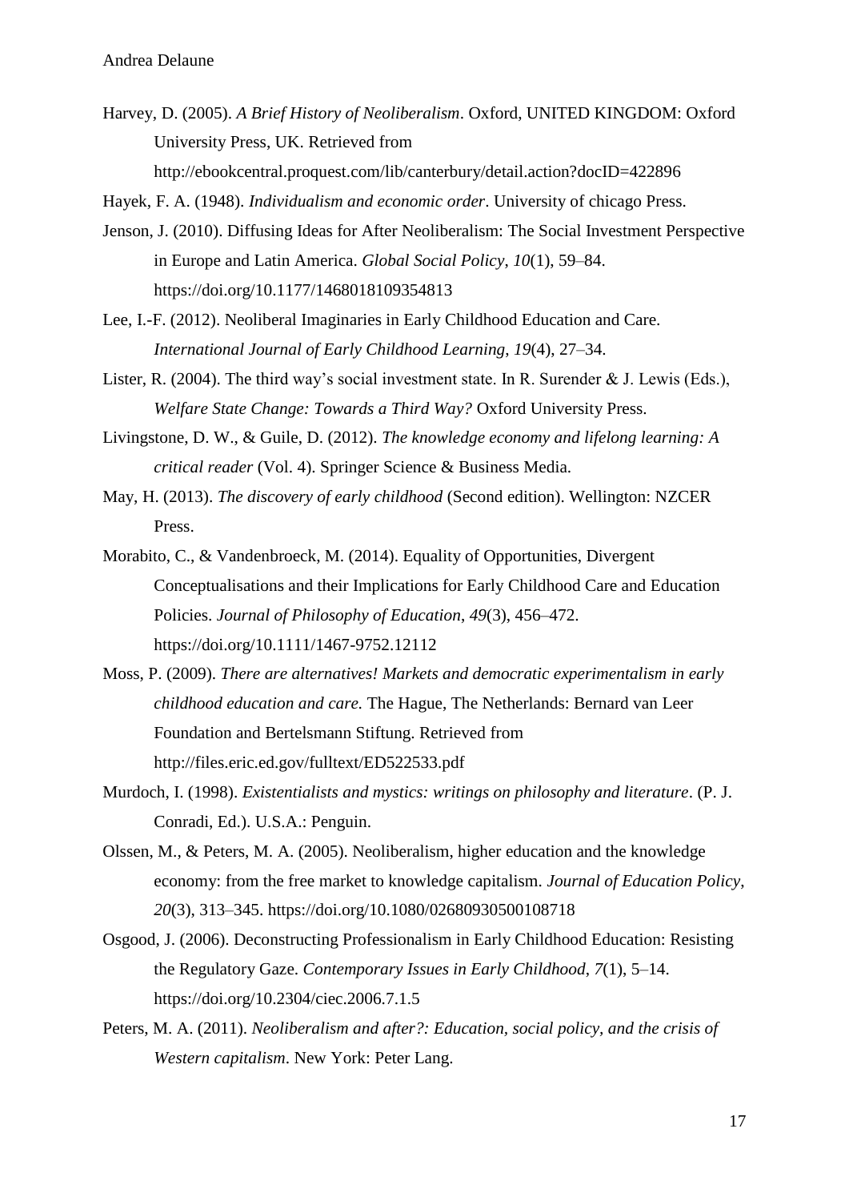Harvey, D. (2005). *A Brief History of Neoliberalism*. Oxford, UNITED KINGDOM: Oxford University Press, UK. Retrieved from http://ebookcentral.proquest.com/lib/canterbury/detail.action?docID=422896

Hayek, F. A. (1948). *Individualism and economic order*. University of chicago Press.

Jenson, J. (2010). Diffusing Ideas for After Neoliberalism: The Social Investment Perspective in Europe and Latin America. *Global Social Policy*, *10*(1), 59–84. https://doi.org/10.1177/1468018109354813

Lee, I.-F. (2012). Neoliberal Imaginaries in Early Childhood Education and Care. *International Journal of Early Childhood Learning*, *19*(4), 27–34.

Lister, R. (2004). The third way's social investment state. In R. Surender & J. Lewis (Eds.), *Welfare State Change: Towards a Third Way?* Oxford University Press.

Livingstone, D. W., & Guile, D. (2012). *The knowledge economy and lifelong learning: A critical reader* (Vol. 4). Springer Science & Business Media.

May, H. (2013). *The discovery of early childhood* (Second edition). Wellington: NZCER Press.

Morabito, C., & Vandenbroeck, M. (2014). Equality of Opportunities, Divergent Conceptualisations and their Implications for Early Childhood Care and Education Policies. *Journal of Philosophy of Education*, *49*(3), 456–472. https://doi.org/10.1111/1467-9752.12112

Moss, P. (2009). *There are alternatives! Markets and democratic experimentalism in early childhood education and care.* The Hague, The Netherlands: Bernard van Leer Foundation and Bertelsmann Stiftung. Retrieved from http://files.eric.ed.gov/fulltext/ED522533.pdf

Murdoch, I. (1998). *Existentialists and mystics: writings on philosophy and literature*. (P. J. Conradi, Ed.). U.S.A.: Penguin.

Olssen, M., & Peters, M. A. (2005). Neoliberalism, higher education and the knowledge economy: from the free market to knowledge capitalism. *Journal of Education Policy*, *20*(3), 313–345. https://doi.org/10.1080/02680930500108718

Osgood, J. (2006). Deconstructing Professionalism in Early Childhood Education: Resisting the Regulatory Gaze. *Contemporary Issues in Early Childhood*, *7*(1), 5–14. https://doi.org/10.2304/ciec.2006.7.1.5

Peters, M. A. (2011). *Neoliberalism and after?: Education, social policy, and the crisis of Western capitalism*. New York: Peter Lang.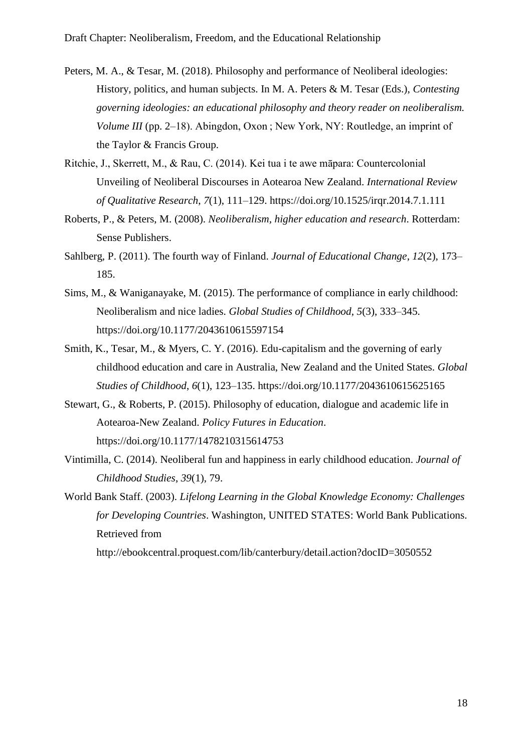Peters, M. A., & Tesar, M. (2018). Philosophy and performance of Neoliberal ideologies: History, politics, and human subjects. In M. A. Peters & M. Tesar (Eds.), *Contesting governing ideologies: an educational philosophy and theory reader on neoliberalism. Volume III* (pp. 2–18). Abingdon, Oxon ; New York, NY: Routledge, an imprint of the Taylor & Francis Group.

Ritchie, J., Skerrett, M., & Rau, C. (2014). Kei tua i te awe māpara: Countercolonial Unveiling of Neoliberal Discourses in Aotearoa New Zealand. *International Review of Qualitative Research*, *7*(1), 111–129. https://doi.org/10.1525/irqr.2014.7.1.111

Roberts, P., & Peters, M. (2008). *Neoliberalism, higher education and research*. Rotterdam: Sense Publishers.

Sahlberg, P. (2011). The fourth way of Finland. *Journal of Educational Change*, *12*(2), 173–185.

Sims, M., & Waniganayake, M. (2015). The performance of compliance in early childhood: Neoliberalism and nice ladies. *Global Studies of Childhood*, *5*(3), 333–345. https://doi.org/10.1177/2043610615597154

Smith, K., Tesar, M., & Myers, C. Y. (2016). Edu-capitalism and the governing of early childhood education and care in Australia, New Zealand and the United States. *Global Studies of Childhood*, *6*(1), 123–135. https://doi.org/10.1177/2043610615625165

Stewart, G., & Roberts, P. (2015). Philosophy of education, dialogue and academic life in Aotearoa-New Zealand. *Policy Futures in Education*. https://doi.org/10.1177/1478210315614753

Vintimilla, C. (2014). Neoliberal fun and happiness in early childhood education. *Journal of Childhood Studies*, *39*(1), 79.

World Bank Staff. (2003). *Lifelong Learning in the Global Knowledge Economy: Challenges for Developing Countries*. Washington, UNITED STATES: World Bank Publications. Retrieved from http://ebookcentral.proquest.com/lib/canterbury/detail.action?docID=3050552